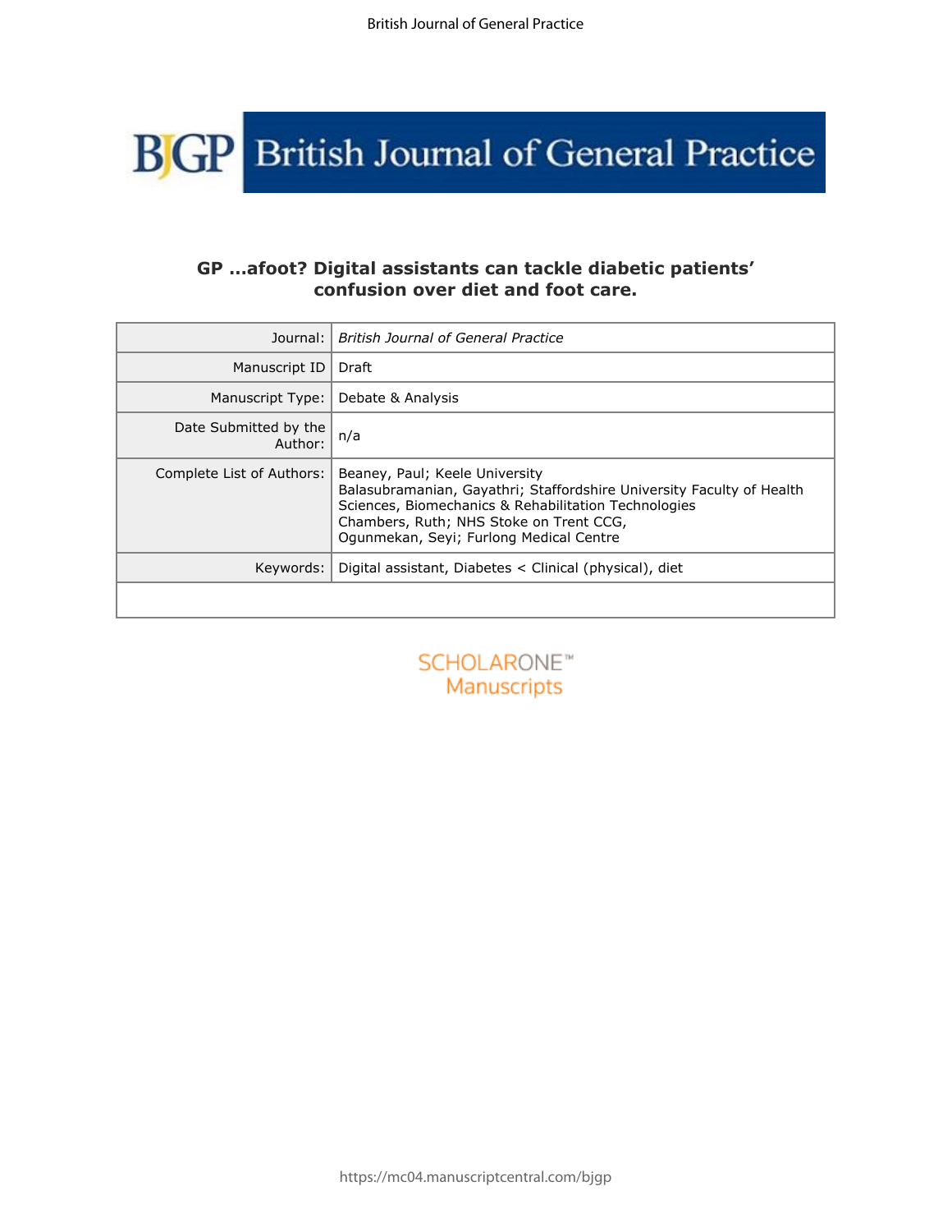# GP …afoot? Digital assistants can tackle diabetic patients' confusion over diet and foot care.

| | |
|---|---|
| Journal: | *British Journal of General Practice* |
| Manuscript ID | Draft |
| Manuscript Type: | Debate & Analysis |
| Date Submitted by the Author: | n/a |
| Complete List of Authors: | Beaney, Paul; Keele University<br>Balasubramanian, Gayathri; Staffordshire University Faculty of Health Sciences, Biomechanics & Rehabilitation Technologies<br>Chambers, Ruth; NHS Stoke on Trent CCG,<br>Ogunmekan, Seyi; Furlong Medical Centre |
| Keywords: | Digital assistant, Diabetes < Clinical (physical), diet |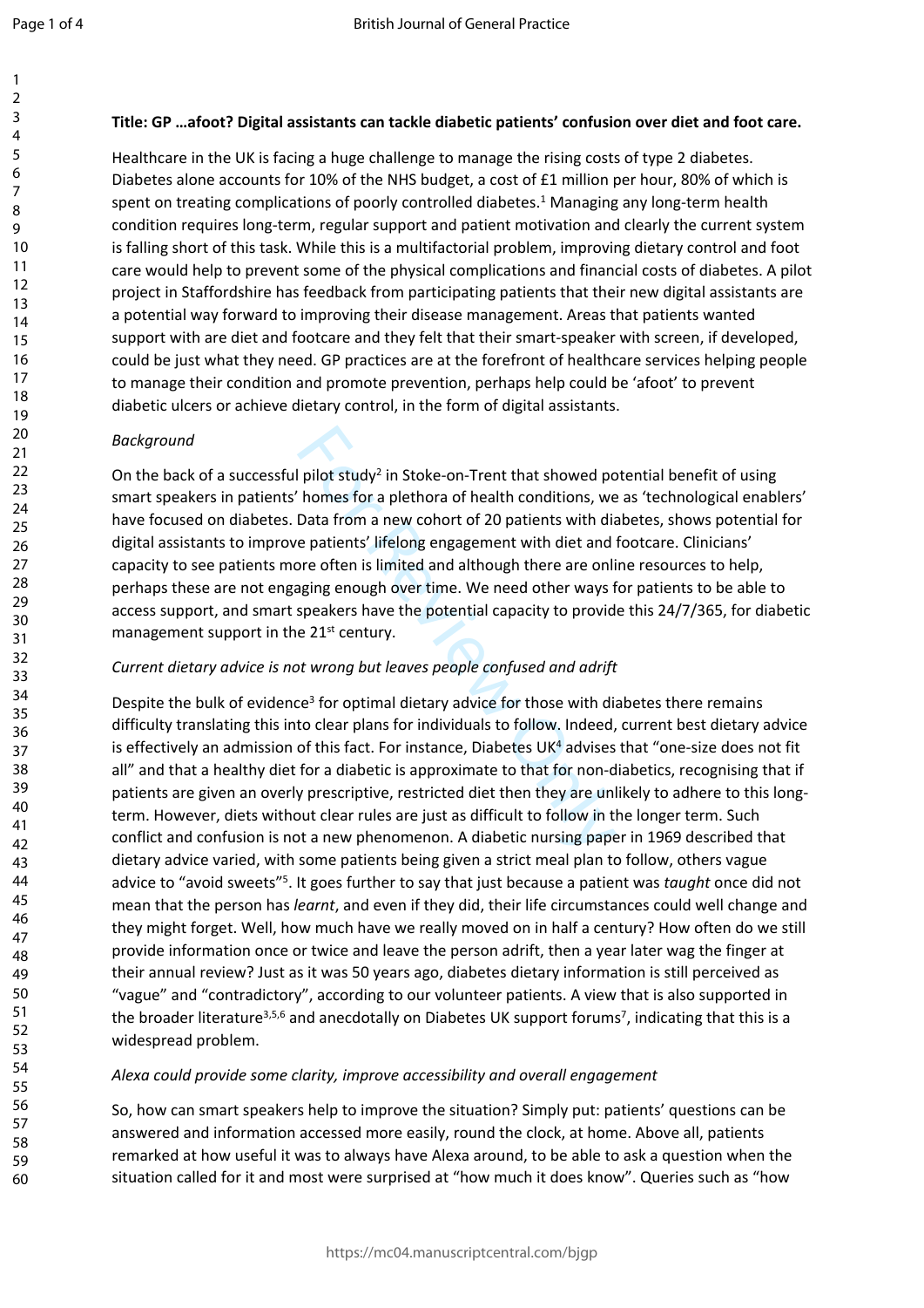**Title: GP …afoot? Digital assistants can tackle diabetic patients' confusion over diet and foot care.**

Healthcare in the UK is facing a huge challenge to manage the rising costs of type 2 diabetes. Diabetes alone accounts for 10% of the NHS budget, a cost of £1 million per hour, 80% of which is spent on treating complications of poorly controlled diabetes.[1] Managing any long-term health condition requires long-term, regular support and patient motivation and clearly the current system is falling short of this task. While this is a multifactorial problem, improving dietary control and foot care would help to prevent some of the physical complications and financial costs of diabetes. A pilot project in Staffordshire has feedback from participating patients that their new digital assistants are a potential way forward to improving their disease management. Areas that patients wanted support with are diet and footcare and they felt that their smart-speaker with screen, if developed, could be just what they need. GP practices are at the forefront of healthcare services helping people to manage their condition and promote prevention, perhaps help could be 'afoot' to prevent diabetic ulcers or achieve dietary control, in the form of digital assistants.

*Background*

On the back of a successful pilot study[2] in Stoke-on-Trent that showed potential benefit of using smart speakers in patients' homes for a plethora of health conditions, we as 'technological enablers' have focused on diabetes. Data from a new cohort of 20 patients with diabetes, shows potential for digital assistants to improve patients' lifelong engagement with diet and footcare. Clinicians' capacity to see patients more often is limited and although there are online resources to help, perhaps these are not engaging enough over time. We need other ways for patients to be able to access support, and smart speakers have the potential capacity to provide this 24/7/365, for diabetic management support in the 21st century.

*Current dietary advice is not wrong but leaves people confused and adrift*

Despite the bulk of evidence[3] for optimal dietary advice for those with diabetes there remains difficulty translating this into clear plans for individuals to follow. Indeed, current best dietary advice is effectively an admission of this fact. For instance, Diabetes UK[4] advises that "one-size does not fit all" and that a healthy diet for a diabetic is approximate to that for non-diabetics, recognising that if patients are given an overly prescriptive, restricted diet then they are unlikely to adhere to this long-term. However, diets without clear rules are just as difficult to follow in the longer term. Such conflict and confusion is not a new phenomenon. A diabetic nursing paper in 1969 described that dietary advice varied, with some patients being given a strict meal plan to follow, others vague advice to "avoid sweets"[5]. It goes further to say that just because a patient was *taught* once did not mean that the person has *learnt*, and even if they did, their life circumstances could well change and they might forget. Well, how much have we really moved on in half a century? How often do we still provide information once or twice and leave the person adrift, then a year later wag the finger at their annual review? Just as it was 50 years ago, diabetes dietary information is still perceived as "vague" and "contradictory", according to our volunteer patients. A view that is also supported in the broader literature[3,5,6] and anecdotally on Diabetes UK support forums[7], indicating that this is a widespread problem.

*Alexa could provide some clarity, improve accessibility and overall engagement*

So, how can smart speakers help to improve the situation? Simply put: patients' questions can be answered and information accessed more easily, round the clock, at home. Above all, patients remarked at how useful it was to always have Alexa around, to be able to ask a question when the situation called for it and most were surprised at "how much it does know". Queries such as "how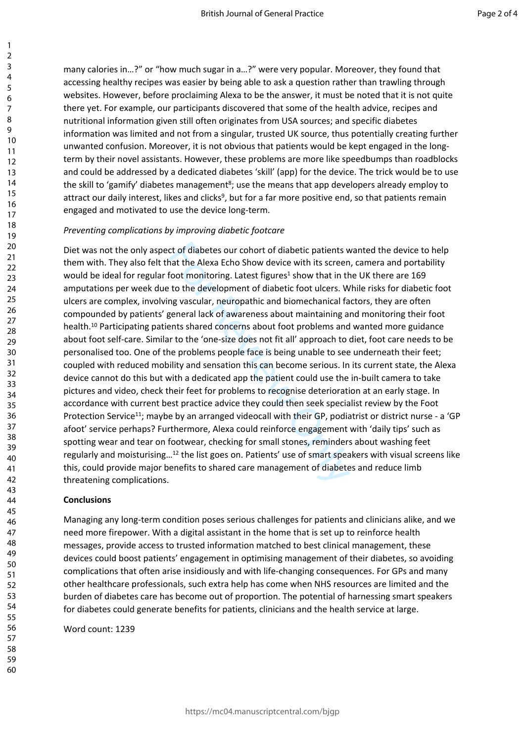many calories in…?" or "how much sugar in a…?" were very popular. Moreover, they found that accessing healthy recipes was easier by being able to ask a question rather than trawling through websites. However, before proclaiming Alexa to be the answer, it must be noted that it is not quite there yet. For example, our participants discovered that some of the health advice, recipes and nutritional information given still often originates from USA sources; and specific diabetes information was limited and not from a singular, trusted UK source, thus potentially creating further unwanted confusion. Moreover, it is not obvious that patients would be kept engaged in the long-term by their novel assistants. However, these problems are more like speedbumps than roadblocks and could be addressed by a dedicated diabetes 'skill' (app) for the device. The trick would be to use the skill to 'gamify' diabetes management[8]; use the means that app developers already employ to attract our daily interest, likes and clicks[9], but for a far more positive end, so that patients remain engaged and motivated to use the device long-term.

*Preventing complications by improving diabetic footcare*

Diet was not the only aspect of diabetes our cohort of diabetic patients wanted the device to help them with. They also felt that the Alexa Echo Show device with its screen, camera and portability would be ideal for regular foot monitoring. Latest figures[1] show that in the UK there are 169 amputations per week due to the development of diabetic foot ulcers. While risks for diabetic foot ulcers are complex, involving vascular, neuropathic and biomechanical factors, they are often compounded by patients' general lack of awareness about maintaining and monitoring their foot health.[10] Participating patients shared concerns about foot problems and wanted more guidance about foot self-care. Similar to the 'one-size does not fit all' approach to diet, foot care needs to be personalised too. One of the problems people face is being unable to see underneath their feet; coupled with reduced mobility and sensation this can become serious. In its current state, the Alexa device cannot do this but with a dedicated app the patient could use the in-built camera to take pictures and video, check their feet for problems to recognise deterioration at an early stage. In accordance with current best practice advice they could then seek specialist review by the Foot Protection Service[11]; maybe by an arranged videocall with their GP, podiatrist or district nurse - a 'GP afoot' service perhaps? Furthermore, Alexa could reinforce engagement with 'daily tips' such as spotting wear and tear on footwear, checking for small stones, reminders about washing feet regularly and moisturising…[12] the list goes on. Patients' use of smart speakers with visual screens like this, could provide major benefits to shared care management of diabetes and reduce limb threatening complications.

**Conclusions**

Managing any long-term condition poses serious challenges for patients and clinicians alike, and we need more firepower. With a digital assistant in the home that is set up to reinforce health messages, provide access to trusted information matched to best clinical management, these devices could boost patients' engagement in optimising management of their diabetes, so avoiding complications that often arise insidiously and with life-changing consequences. For GPs and many other healthcare professionals, such extra help has come when NHS resources are limited and the burden of diabetes care has become out of proportion. The potential of harnessing smart speakers for diabetes could generate benefits for patients, clinicians and the health service at large.

Word count: 1239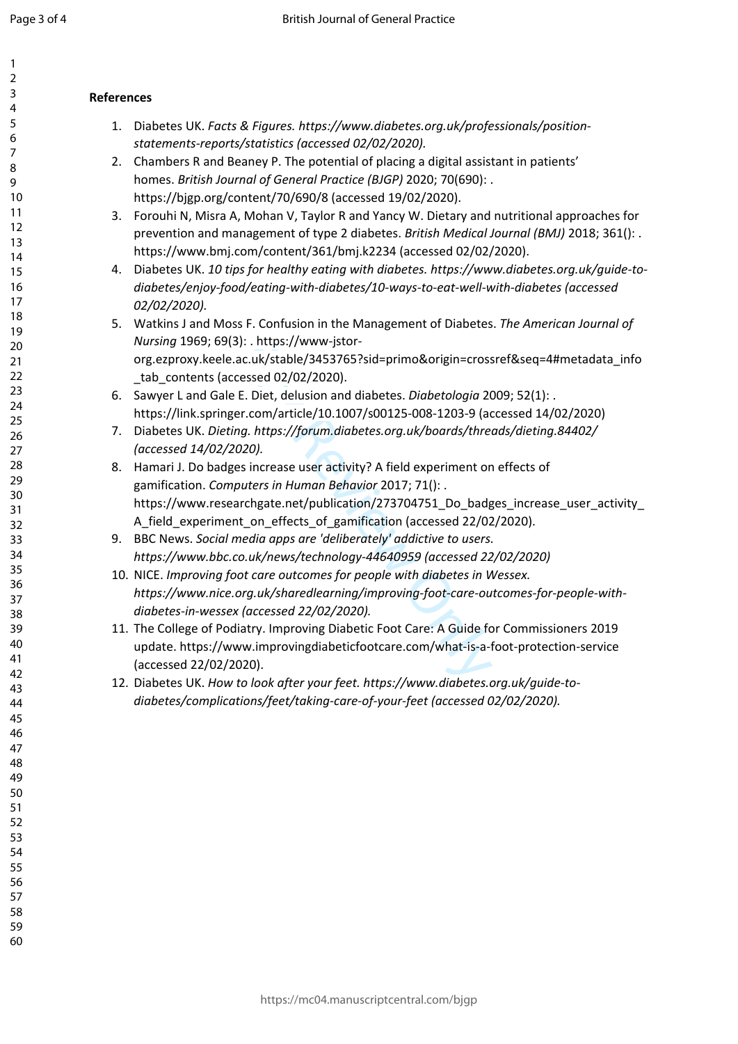**References**

1. Diabetes UK. *Facts & Figures. https://www.diabetes.org.uk/professionals/position-statements-reports/statistics (accessed 02/02/2020).*
2. Chambers R and Beaney P. The potential of placing a digital assistant in patients' homes. *British Journal of General Practice (BJGP)* 2020; 70(690): . https://bjgp.org/content/70/690/8 (accessed 19/02/2020).
3. Forouhi N, Misra A, Mohan V, Taylor R and Yancy W. Dietary and nutritional approaches for prevention and management of type 2 diabetes. *British Medical Journal (BMJ)* 2018; 361(): . https://www.bmj.com/content/361/bmj.k2234 (accessed 02/02/2020).
4. Diabetes UK. *10 tips for healthy eating with diabetes. https://www.diabetes.org.uk/guide-to-diabetes/enjoy-food/eating-with-diabetes/10-ways-to-eat-well-with-diabetes (accessed 02/02/2020).*
5. Watkins J and Moss F. Confusion in the Management of Diabetes. *The American Journal of Nursing* 1969; 69(3): . https://www-jstor-org.ezproxy.keele.ac.uk/stable/3453765?sid=primo&origin=crossref&seq=4#metadata_info_tab_contents (accessed 02/02/2020).
6. Sawyer L and Gale E. Diet, delusion and diabetes. *Diabetologia* 2009; 52(1): . https://link.springer.com/article/10.1007/s00125-008-1203-9 (accessed 14/02/2020)
7. Diabetes UK. *Dieting. https://forum.diabetes.org.uk/boards/threads/dieting.84402/ (accessed 14/02/2020).*
8. Hamari J. Do badges increase user activity? A field experiment on effects of gamification. *Computers in Human Behavior* 2017; 71(): . https://www.researchgate.net/publication/273704751_Do_badges_increase_user_activity_A_field_experiment_on_effects_of_gamification (accessed 22/02/2020).
9. BBC News. *Social media apps are 'deliberately' addictive to users. https://www.bbc.co.uk/news/technology-44640959 (accessed 22/02/2020)*
10. NICE. *Improving foot care outcomes for people with diabetes in Wessex. https://www.nice.org.uk/sharedlearning/improving-foot-care-outcomes-for-people-with-diabetes-in-wessex (accessed 22/02/2020).*
11. The College of Podiatry. Improving Diabetic Foot Care: A Guide for Commissioners 2019 update. https://www.improvingdiabeticfootcare.com/what-is-a-foot-protection-service (accessed 22/02/2020).
12. Diabetes UK. *How to look after your feet. https://www.diabetes.org.uk/guide-to-diabetes/complications/feet/taking-care-of-your-feet (accessed 02/02/2020).*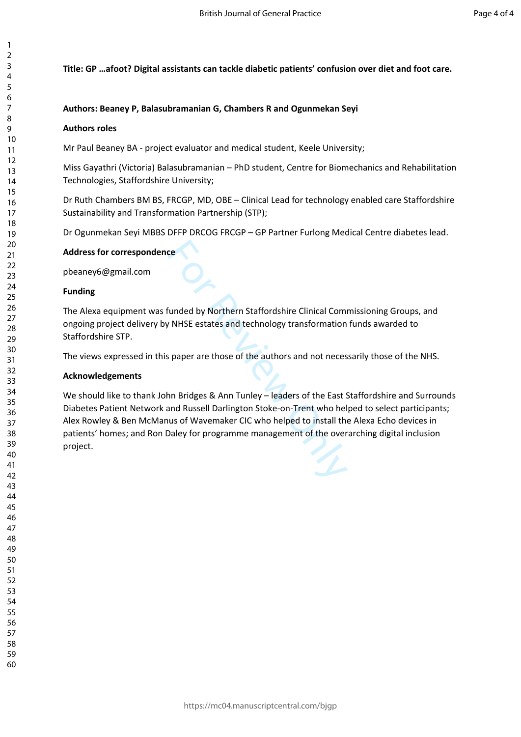**Title: GP …afoot? Digital assistants can tackle diabetic patients' confusion over diet and foot care.**

**Authors: Beaney P, Balasubramanian G, Chambers R and Ogunmekan Seyi**

**Authors roles**

Mr Paul Beaney BA - project evaluator and medical student, Keele University;

Miss Gayathri (Victoria) Balasubramanian – PhD student, Centre for Biomechanics and Rehabilitation Technologies, Staffordshire University;

Dr Ruth Chambers BM BS, FRCGP, MD, OBE – Clinical Lead for technology enabled care Staffordshire Sustainability and Transformation Partnership (STP);

Dr Ogunmekan Seyi MBBS DFFP DRCOG FRCGP – GP Partner Furlong Medical Centre diabetes lead.

**Address for correspondence**

pbeaney6@gmail.com

**Funding**

The Alexa equipment was funded by Northern Staffordshire Clinical Commissioning Groups, and ongoing project delivery by NHSE estates and technology transformation funds awarded to Staffordshire STP.

The views expressed in this paper are those of the authors and not necessarily those of the NHS.

**Acknowledgements**

We should like to thank John Bridges & Ann Tunley – leaders of the East Staffordshire and Surrounds Diabetes Patient Network and Russell Darlington Stoke-on-Trent who helped to select participants; Alex Rowley & Ben McManus of Wavemaker CIC who helped to install the Alexa Echo devices in patients' homes; and Ron Daley for programme management of the overarching digital inclusion project.